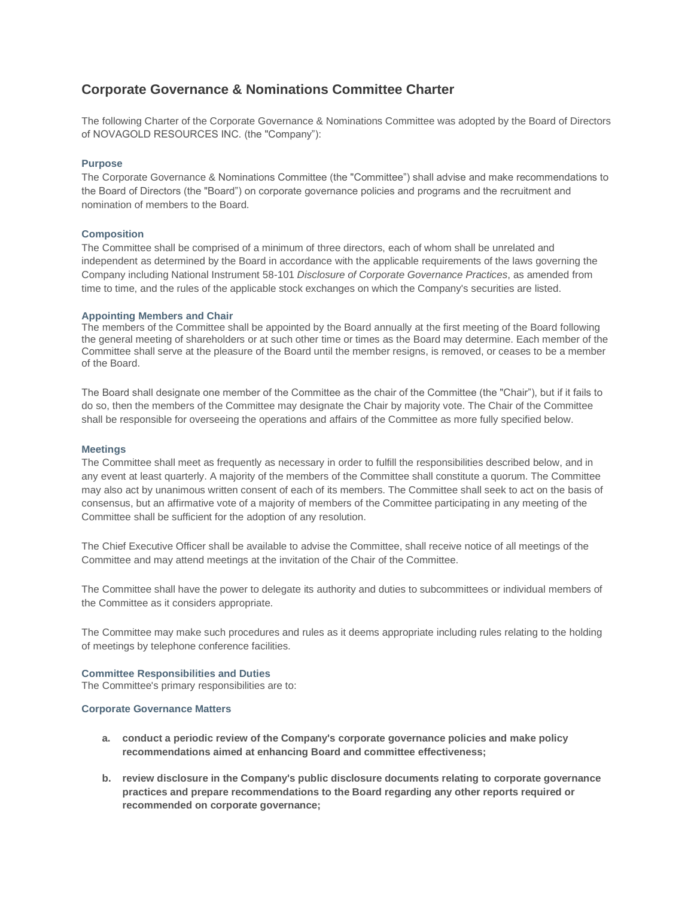# Corporate Governance & Nominations Committee Charter

The following Charter of the Corporate Governance & Nominations Committee was adopted by the Board of Directors of NOVAGOLD RESOURCES INC. (the "Company"):

### Purpose

The Corporate Governance & Nominations Committee (the "Committee") shall advise and make recommendations to the Board of Directors (the "Board") on corporate governance policies and programs and the recruitment and nomination of members to the Board.

### Composition

The Committee shall be comprised of a minimum of three directors, each of whom shall be unrelated and independent as determined by the Board in accordance with the applicable requirements of the laws governing the Company including National Instrument 58-101 *Disclosure of Corporate Governance Practices*, as amended from time to time, and the rules of the applicable stock exchanges on which the Company's securities are listed.

### Appointing Members and Chair

The members of the Committee shall be appointed by the Board annually at the first meeting of the Board following the general meeting of shareholders or at such other time or times as the Board may determine. Each member of the Committee shall serve at the pleasure of the Board until the member resigns, is removed, or ceases to be a member of the Board.

The Board shall designate one member of the Committee as the chair of the Committee (the "Chair"), but if it fails to do so, then the members of the Committee may designate the Chair by majority vote. The Chair of the Committee shall be responsible for overseeing the operations and affairs of the Committee as more fully specified below.

### Meetings

The Committee shall meet as frequently as necessary in order to fulfill the responsibilities described below, and in any event at least quarterly. A majority of the members of the Committee shall constitute a quorum. The Committee may also act by unanimous written consent of each of its members. The Committee shall seek to act on the basis of consensus, but an affirmative vote of a majority of members of the Committee participating in any meeting of the Committee shall be sufficient for the adoption of any resolution.

The Chief Executive Officer shall be available to advise the Committee, shall receive notice of all meetings of the Committee and may attend meetings at the invitation of the Chair of the Committee.

The Committee shall have the power to delegate its authority and duties to subcommittees or individual members of the Committee as it considers appropriate.

The Committee may make such procedures and rules as it deems appropriate including rules relating to the holding of meetings by telephone conference facilities.

### Committee Responsibilities and Duties

The Committee's primary responsibilities are to:

#### Corporate Governance Matters

a. **conduct a periodic review of the Company's corporate governance policies and make policy recommendations aimed at enhancing Board and committee effectiveness;**

b. **review disclosure in the Company's public disclosure documents relating to corporate governance practices and prepare recommendations to the Board regarding any other reports required or recommended on corporate governance;**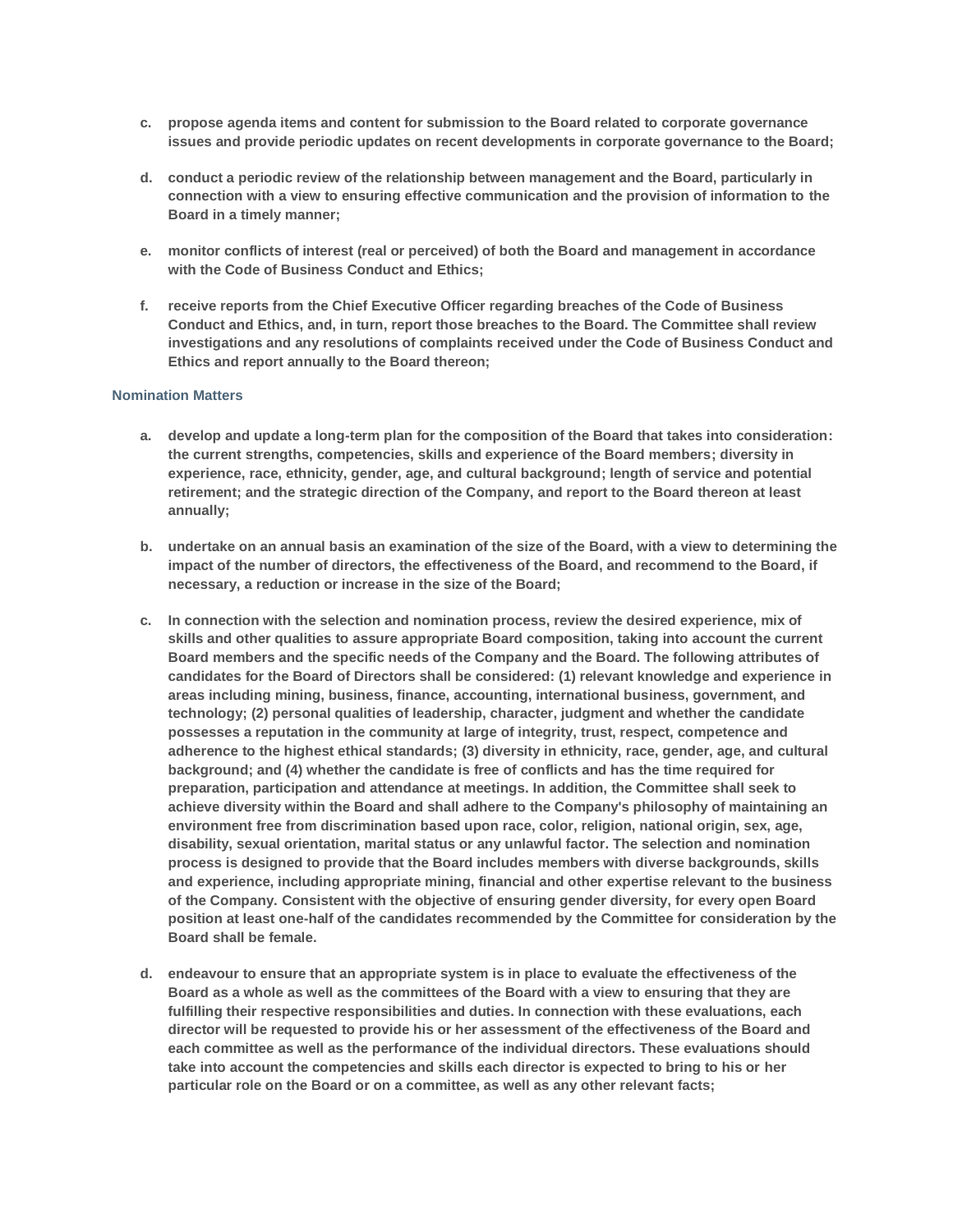c. **propose agenda items and content for submission to the Board related to corporate governance issues and provide periodic updates on recent developments in corporate governance to the Board;**

d. **conduct a periodic review of the relationship between management and the Board, particularly in connection with a view to ensuring effective communication and the provision of information to the Board in a timely manner;**

e. **monitor conflicts of interest (real or perceived) of both the Board and management in accordance with the Code of Business Conduct and Ethics;**

f. **receive reports from the Chief Executive Officer regarding breaches of the Code of Business Conduct and Ethics, and, in turn, report those breaches to the Board. The Committee shall review investigations and any resolutions of complaints received under the Code of Business Conduct and Ethics and report annually to the Board thereon;**

### Nomination Matters

a. **develop and update a long-term plan for the composition of the Board that takes into consideration: the current strengths, competencies, skills and experience of the Board members; diversity in experience, race, ethnicity, gender, age, and cultural background; length of service and potential retirement; and the strategic direction of the Company, and report to the Board thereon at least annually;**

b. **undertake on an annual basis an examination of the size of the Board, with a view to determining the impact of the number of directors, the effectiveness of the Board, and recommend to the Board, if necessary, a reduction or increase in the size of the Board;**

c. **In connection with the selection and nomination process, review the desired experience, mix of skills and other qualities to assure appropriate Board composition, taking into account the current Board members and the specific needs of the Company and the Board. The following attributes of candidates for the Board of Directors shall be considered: (1) relevant knowledge and experience in areas including mining, business, finance, accounting, international business, government, and technology; (2) personal qualities of leadership, character, judgment and whether the candidate possesses a reputation in the community at large of integrity, trust, respect, competence and adherence to the highest ethical standards; (3) diversity in ethnicity, race, gender, age, and cultural background; and (4) whether the candidate is free of conflicts and has the time required for preparation, participation and attendance at meetings. In addition, the Committee shall seek to achieve diversity within the Board and shall adhere to the Company's philosophy of maintaining an environment free from discrimination based upon race, color, religion, national origin, sex, age, disability, sexual orientation, marital status or any unlawful factor. The selection and nomination process is designed to provide that the Board includes members with diverse backgrounds, skills and experience, including appropriate mining, financial and other expertise relevant to the business of the Company. Consistent with the objective of ensuring gender diversity, for every open Board position at least one-half of the candidates recommended by the Committee for consideration by the Board shall be female.**

d. **endeavour to ensure that an appropriate system is in place to evaluate the effectiveness of the Board as a whole as well as the committees of the Board with a view to ensuring that they are fulfilling their respective responsibilities and duties. In connection with these evaluations, each director will be requested to provide his or her assessment of the effectiveness of the Board and each committee as well as the performance of the individual directors. These evaluations should take into account the competencies and skills each director is expected to bring to his or her particular role on the Board or on a committee, as well as any other relevant facts;**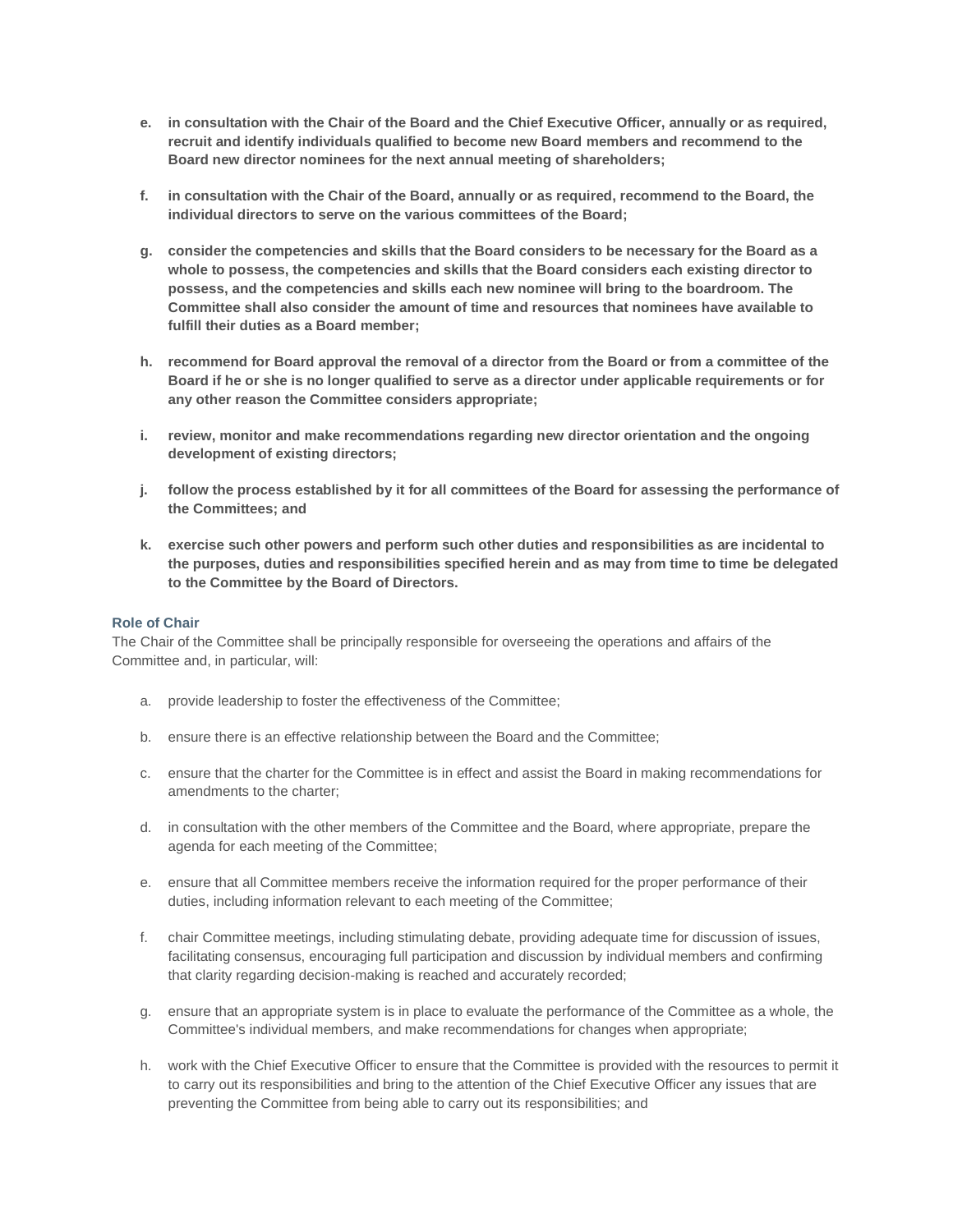- **e. in consultation with the Chair of the Board and the Chief Executive Officer, annually or as required, recruit and identify individuals qualified to become new Board members and recommend to the Board new director nominees for the next annual meeting of shareholders;**

- **f. in consultation with the Chair of the Board, annually or as required, recommend to the Board, the individual directors to serve on the various committees of the Board;**

- **g. consider the competencies and skills that the Board considers to be necessary for the Board as a whole to possess, the competencies and skills that the Board considers each existing director to possess, and the competencies and skills each new nominee will bring to the boardroom. The Committee shall also consider the amount of time and resources that nominees have available to fulfill their duties as a Board member;**

- **h. recommend for Board approval the removal of a director from the Board or from a committee of the Board if he or she is no longer qualified to serve as a director under applicable requirements or for any other reason the Committee considers appropriate;**

- **i. review, monitor and make recommendations regarding new director orientation and the ongoing development of existing directors;**

- **j. follow the process established by it for all committees of the Board for assessing the performance of the Committees; and**

- **k. exercise such other powers and perform such other duties and responsibilities as are incidental to the purposes, duties and responsibilities specified herein and as may from time to time be delegated to the Committee by the Board of Directors.**

### Role of Chair

The Chair of the Committee shall be principally responsible for overseeing the operations and affairs of the Committee and, in particular, will:

- a. provide leadership to foster the effectiveness of the Committee;

- b. ensure there is an effective relationship between the Board and the Committee;

- c. ensure that the charter for the Committee is in effect and assist the Board in making recommendations for amendments to the charter;

- d. in consultation with the other members of the Committee and the Board, where appropriate, prepare the agenda for each meeting of the Committee;

- e. ensure that all Committee members receive the information required for the proper performance of their duties, including information relevant to each meeting of the Committee;

- f. chair Committee meetings, including stimulating debate, providing adequate time for discussion of issues, facilitating consensus, encouraging full participation and discussion by individual members and confirming that clarity regarding decision-making is reached and accurately recorded;

- g. ensure that an appropriate system is in place to evaluate the performance of the Committee as a whole, the Committee's individual members, and make recommendations for changes when appropriate;

- h. work with the Chief Executive Officer to ensure that the Committee is provided with the resources to permit it to carry out its responsibilities and bring to the attention of the Chief Executive Officer any issues that are preventing the Committee from being able to carry out its responsibilities; and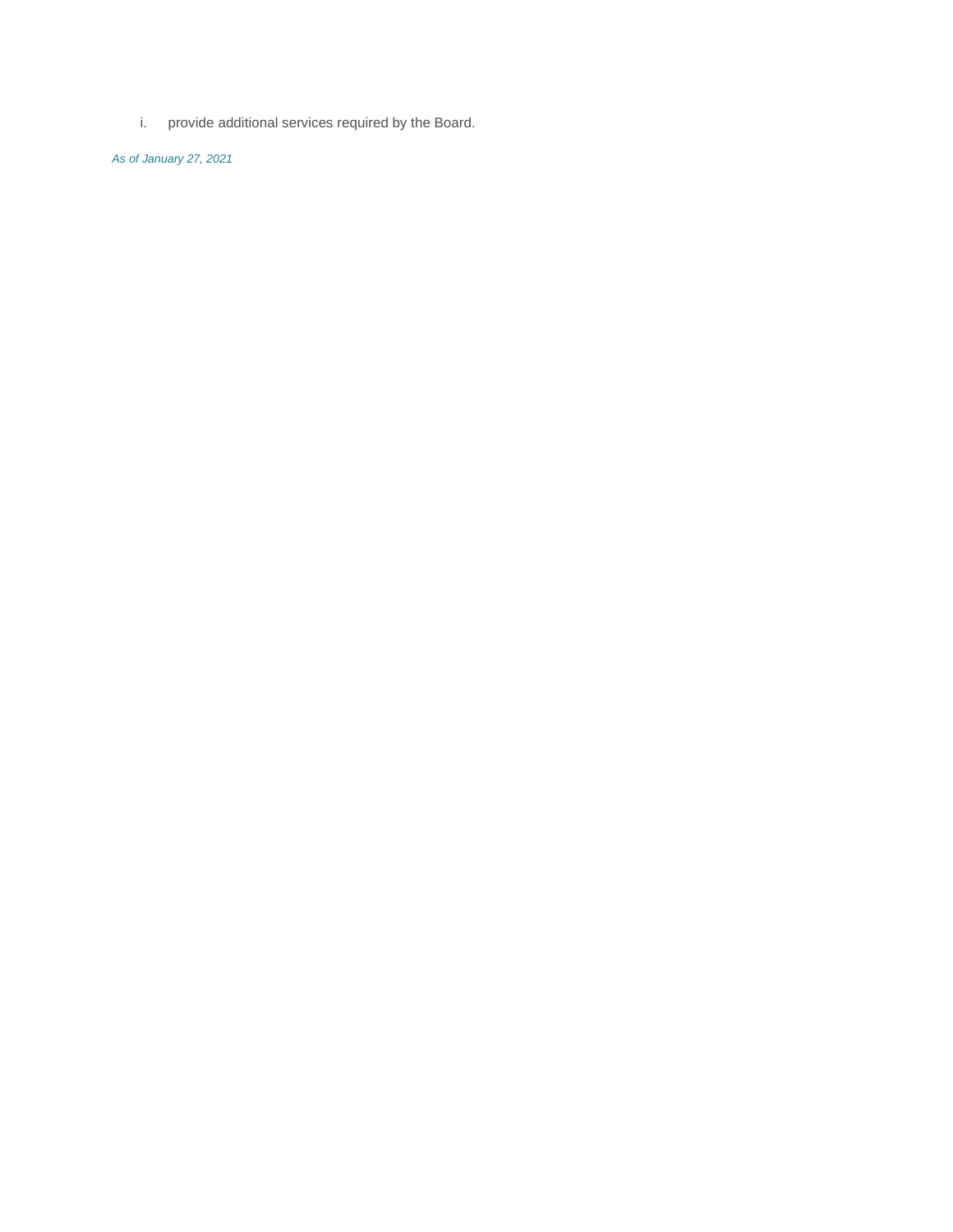i. provide additional services required by the Board.

*As of January 27, 2021*